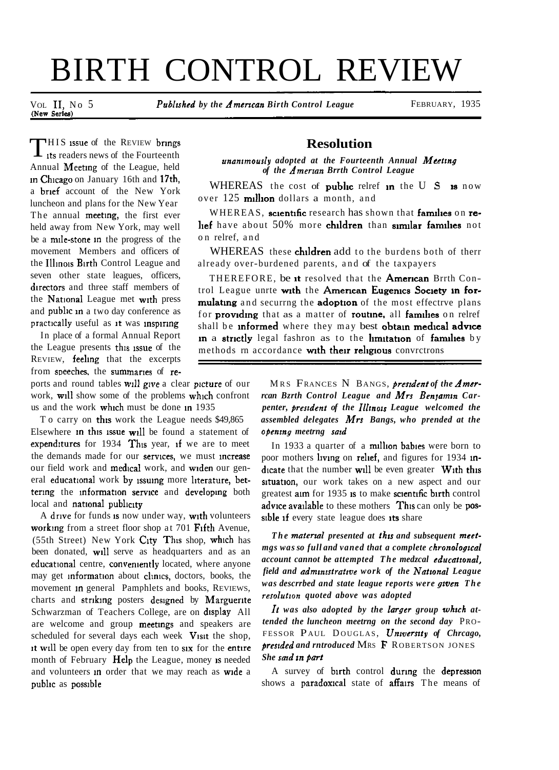# BIRTH CONTROL REVIEW

VOL II, No 5 (New Series) — *Published by the American Birth Control League* — FEBRUARY, 1935

THIS issue of the REVIEW brings its readers news of the Fourteenth Annual Meeting of the League, held in Chicago on January 16th and 17th, a brief account of the New York luncheon and plans for the New Year The annual meeting, the first ever held away from New York, may well be a mile-stone in the progress of the movement Members and officers of the Illinois Birth Control League and seven other state leagues, officers, directors and three staff members of the National League met with press and public in a two day conference as practically useful as it was inspiring

In place of a formal Annual Report the League presents this issue of the REVIEW, feeling that the excerpts from speeches, the summaries of reports and round tables will give a clear picture of our work, will show some of the problems which confront us and the work which must be done in 1935

To carry on this work the League needs $49,865 Elsewhere in this issue will be found a statement of expenditures for 1934 This year, if we are to meet the demands made for our services, we must increase our field work and medical work, and widen our general educational work by issuing more literature, bettering the information service and developing both local and national publicity

A drive for funds is now under way, with volunteers working from a street floor shop at 701 Fifth Avenue, (55th Street) New York City This shop, which has been donated, will serve as headquarters and as an educational centre, conveniently located, where anyone may get information about clinics, doctors, books, the movement in general Pamphlets and books, REVIEWS, charts and striking posters designed by Marguerite Schwarzman of Teachers College, are on display All are welcome and group meetings and speakers are scheduled for several days each week Visit the shop, it will be open every day from ten to six for the entire month of February Help the League, money is needed and volunteers in order that we may reach as wide a public as possible

## Resolution

***unanimously adopted at the Fourteenth Annual Meeting of the Amerian Brrth Control League***

WHEREAS the cost of public relref in the U S is now over 125 million dollars a month, and

WHEREAS, scientific research has shown that families on relief have about 50% more children than similar families not on relref, and

WHEREAS these children add to the burdens both of therr already over-burdened parents, and of the taxpayers

THEREFORE, be it resolved that the American Brrth Control League unrte with the American Eugenics Society in formulating and securrng the adoption of the most effectrve plans for providing that as a matter of routine, all families on relref shall be informed where they may best obtain medical advice in a strictly legal fashron as to the limitation of families by methods rn accordance with their religious convrctrons

---

MRS FRANCES N BANGS, *president of the Amerrcan Bzrth Control League and Mrs Benjamin Carpenter, president of the Illinois League welcomed the assembled delegates Mrs Bangs, who prended at the opening meetrng said*

In 1933 a quarter of a million babies were born to poor mothers living on relief, and figures for 1934 indicate that the number will be even greater With this situation, our work takes on a new aspect and our greatest aim for 1935 is to make scientific birth control advice available to these mothers This can only be possible if every state league does its share

*The material presented at this and subsequent meetings was so full and varied that a complete chronological account cannot be attempted The medzcal educational, field and administrative work of the National League was descrrbed and state league reports were given The resolution quoted above was adopted*

*It was also adopted by the larger group which attended the luncheon meetrng on the second day* PROFESSOR PAUL DOUGLAS, *University of Chrcago, presided and rntroduced* MRS F ROBERTSON JONES *She said in part*

A survey of birth control during the depression shows a paradoxical state of affairs The means of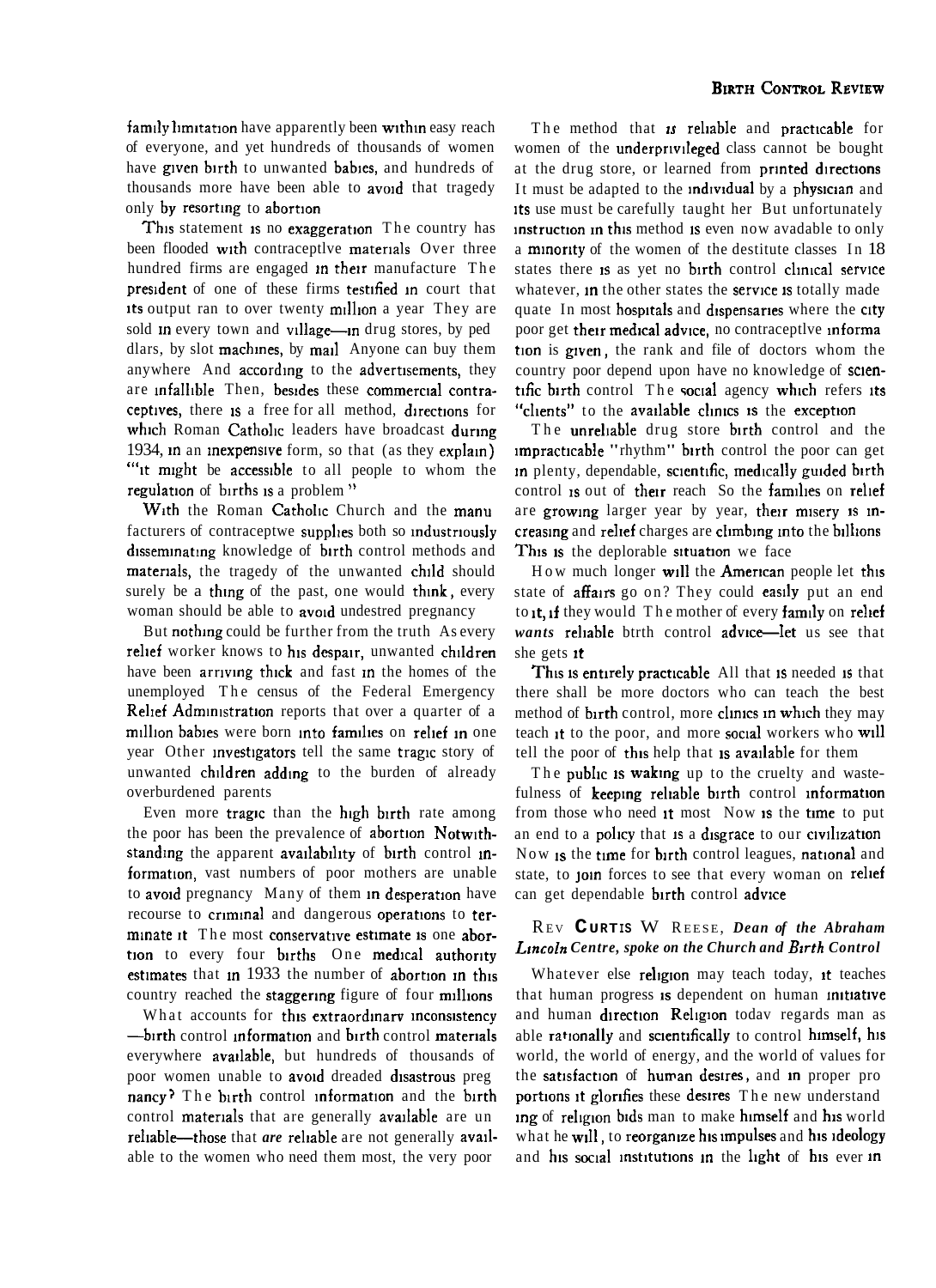family limitation have apparently been within easy reach of everyone, and yet hundreds of thousands of women have given birth to unwanted babies, and hundreds of thousands more have been able to avoid that tragedy only by resorting to abortion

This statement is no exaggeration The country has been flooded with contraceptive materials Over three hundred firms are engaged in their manufacture The president of one of these firms testified in court that its output ran to over twenty million a year They are sold in every town and village—in drug stores, by peddlars, by slot machines, by mail Anyone can buy them anywhere And according to the advertisements, they are infallible Then, besides these commercial contraceptives, there is a free for all method, directions for which Roman Catholic leaders have broadcast during 1934, in an inexpensive form, so that (as they explain) "'it might be accessible to all people to whom the regulation of births is a problem "

With the Roman Catholic Church and the manufacturers of contraceptive supplies both so industriously disseminating knowledge of birth control methods and materials, the tragedy of the unwanted child should surely be a thing of the past, one would think, every woman should be able to avoid undesired pregnancy

But nothing could be further from the truth As every relief worker knows to his despair, unwanted children have been arriving thick and fast in the homes of the unemployed The census of the Federal Emergency Relief Administration reports that over a quarter of a million babies were born into families on relief in one year Other investigators tell the same tragic story of unwanted children adding to the burden of already overburdened parents

Even more tragic than the high birth rate among the poor has been the prevalence of abortion Notwithstanding the apparent availability of birth control information, vast numbers of poor mothers are unable to avoid pregnancy Many of them in desperation have recourse to criminal and dangerous operations to terminate it The most conservative estimate is one abortion to every four births One medical authority estimates that in 1933 the number of abortion in this country reached the staggering figure of four millions

What accounts for this extraordinary inconsistency —birth control information and birth control materials everywhere available, but hundreds of thousands of poor women unable to avoid dreaded disastrous pregnancy? The birth control information and the birth control materials that are generally available are unreliable—those that *are* reliable are not generally available to the women who need them most, the very poor

The method that *is* reliable and practicable for women of the underprivileged class cannot be bought at the drug store, or learned from printed directions It must be adapted to the individual by a physician and its use must be carefully taught her But unfortunately instruction in this method is even now avadable to only a minority of the women of the destitute classes In 18 states there is as yet no birth control clinical service whatever, in the other states the service is totally made quate In most hospitals and dispensaries where the city poor get their medical advice, no contraceptive information is given, the rank and file of doctors whom the country poor depend upon have no knowledge of scientific birth control The social agency which refers its "clients" to the available clinics is the exception

The unreliable drug store birth control and the impracticable "rhythm" birth control the poor can get in plenty, dependable, scientific, medically guided birth control is out of their reach So the families on relief are growing larger year by year, their misery is increasing and relief charges are climbing into the billions This is the deplorable situation we face

How much longer will the American people let this state of affairs go on? They could easily put an end to it, if they would The mother of every family on relief *wants* reliable btrth control advice—let us see that she gets it

This is entirely practicable All that is needed is that there shall be more doctors who can teach the best method of birth control, more clinics in which they may teach it to the poor, and more social workers who will tell the poor of this help that is available for them

The public is waking up to the cruelty and wastefulness of keeping reliable birth control information from those who need it most Now is the time to put an end to a policy that is a disgrace to our civilization Now is the time for birth control leagues, national and state, to join forces to see that every woman on relief can get dependable birth control advice

REV **CURTIS** W REESE, ***Dean of the Abraham Lincoln Centre, spoke on the Church and Birth Control***

Whatever else religion may teach today, it teaches that human progress is dependent on human initiative and human direction Religion todav regards man as able rationally and scientifically to control himself, his world, the world of energy, and the world of values for the satisfaction of human desires, and in proper proportions it glorifies these desires The new understanding of religion bids man to make himself and his world what he will, to reorganize his impulses and his ideology and his social institutions in the light of his ever in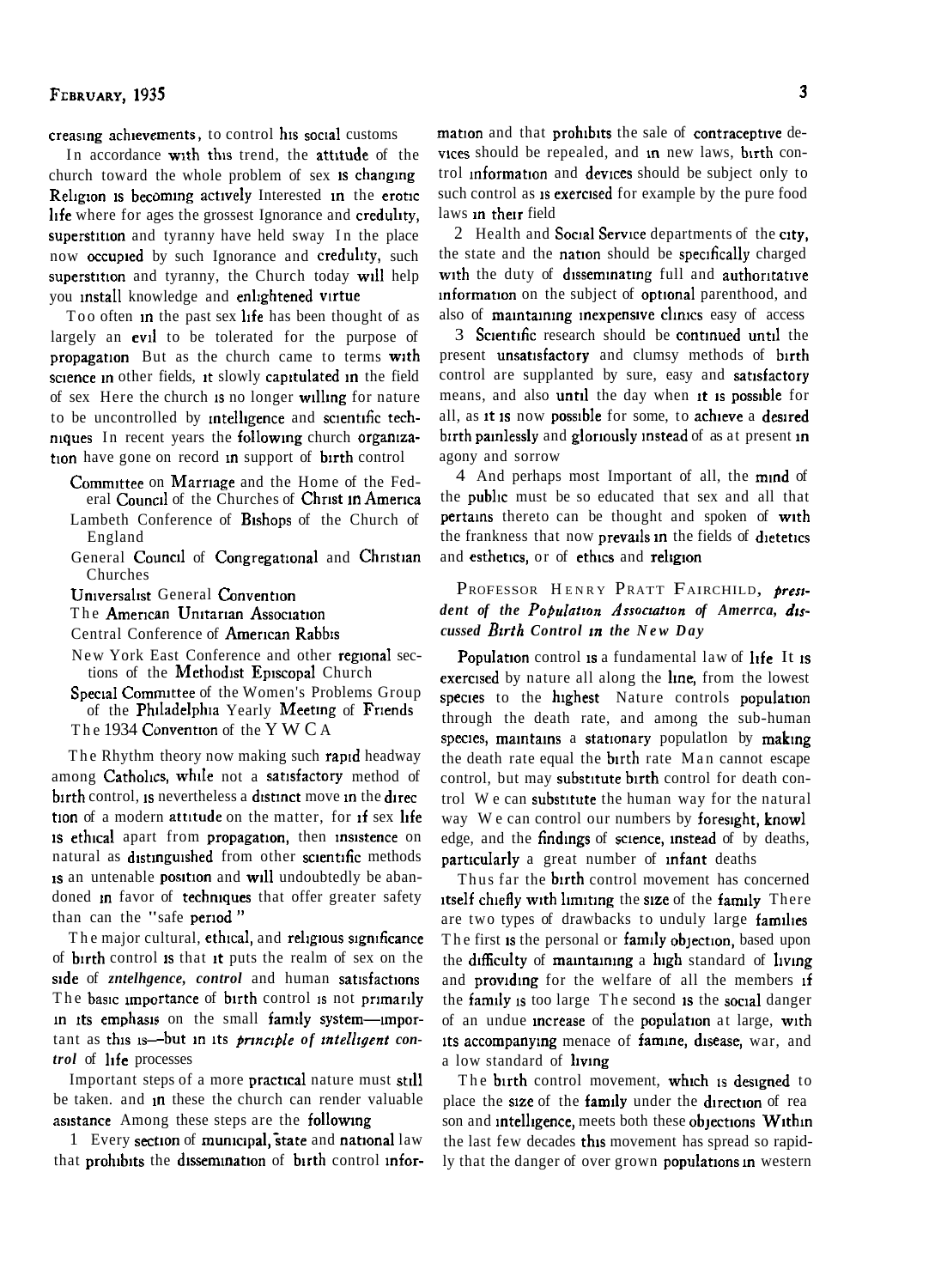creasing achievements, to control his social customs

In accordance with this trend, the attitude of the church toward the whole problem of sex is changing Religion is becoming actively Interested in the erotic life where for ages the grossest Ignorance and credulity, superstition and tyranny have held sway In the place now occupied by such Ignorance and credulity, such superstition and tyranny, the Church today will help you install knowledge and enlightened virtue

Too often in the past sex life has been thought of as largely an evil to be tolerated for the purpose of propagation But as the church came to terms with science in other fields, it slowly capitulated in the field of sex Here the church is no longer willing for nature to be uncontrolled by intelligence and scientific techniques In recent years the following church organization have gone on record in support of birth control

- Committee on Marriage and the Home of the Federal Council of the Churches of Christ in America
- Lambeth Conference of Bishops of the Church of England
- General Council of Congregational and Christian Churches
- Universalist General Convention
- The American Unitarian Association
- Central Conference of American Rabbis
- New York East Conference and other regional sections of the Methodist Episcopal Church
- Special Committee of the Women's Problems Group of the Philadelphia Yearly Meeting of Friends
- The 1934 Convention of the Y W C A

The Rhythm theory now making such rapid headway among Catholics, while not a satisfactory method of birth control, is nevertheless a distinct move in the direction of a modern attitude on the matter, for if sex life is ethical apart from propagation, then insistence on natural as distinguished from other scientific methods is an untenable position and will undoubtedly be abandoned in favor of techniques that offer greater safety than can the "safe period"

The major cultural, ethical, and religious significance of birth control is that it puts the realm of sex on the side of *intelligence, control* and human satisfactions The basic importance of birth control is not primarily in its emphasis on the small family system—important as this is—but in its *principle of intelligent control* of life processes

Important steps of a more practical nature must still be taken. and in these the church can render valuable assistance Among these steps are the following

1 Every section of municipal, state and national law that prohibits the dissemination of birth control information and that prohibits the sale of contraceptive devices should be repealed, and in new laws, birth control information and devices should be subject only to such control as is exercised for example by the pure food laws in their field

2 Health and Social Service departments of the city, the state and the nation should be specifically charged with the duty of disseminating full and authoritative information on the subject of optional parenthood, and also of maintaining inexpensive clinics easy of access

3 Scientific research should be continued until the present unsatisfactory and clumsy methods of birth control are supplanted by sure, easy and satisfactory means, and also until the day when it is possible for all, as it is now possible for some, to achieve a desired birth painlessly and gloriously instead of as at present in agony and sorrow

4 And perhaps most Important of all, the mind of the public must be so educated that sex and all that pertains thereto can be thought and spoken of with the frankness that now prevails in the fields of dietetics and esthetics, or of ethics and religion

PROFESSOR HENRY PRATT FAIRCHILD, *president of the Population Association of America, discussed Birth Control in the New Day*

Population control is a fundamental law of life It is exercised by nature all along the line, from the lowest species to the highest Nature controls population through the death rate, and among the sub-human species, maintains a stationary population by making the death rate equal the birth rate Man cannot escape control, but may substitute birth control for death control We can substitute the human way for the natural way We can control our numbers by foresight, knowledge, and the findings of science, instead of by deaths, particularly a great number of infant deaths

Thus far the birth control movement has concerned itself chiefly with limiting the size of the family There are two types of drawbacks to unduly large families The first is the personal or family objection, based upon the difficulty of maintaining a high standard of living and providing for the welfare of all the members if the family is too large The second is the social danger of an undue increase of the population at large, with its accompanying menace of famine, disease, war, and a low standard of living

The birth control movement, which is designed to place the size of the family under the direction of reason and intelligence, meets both these objections Within the last few decades this movement has spread so rapidly that the danger of over grown populations in western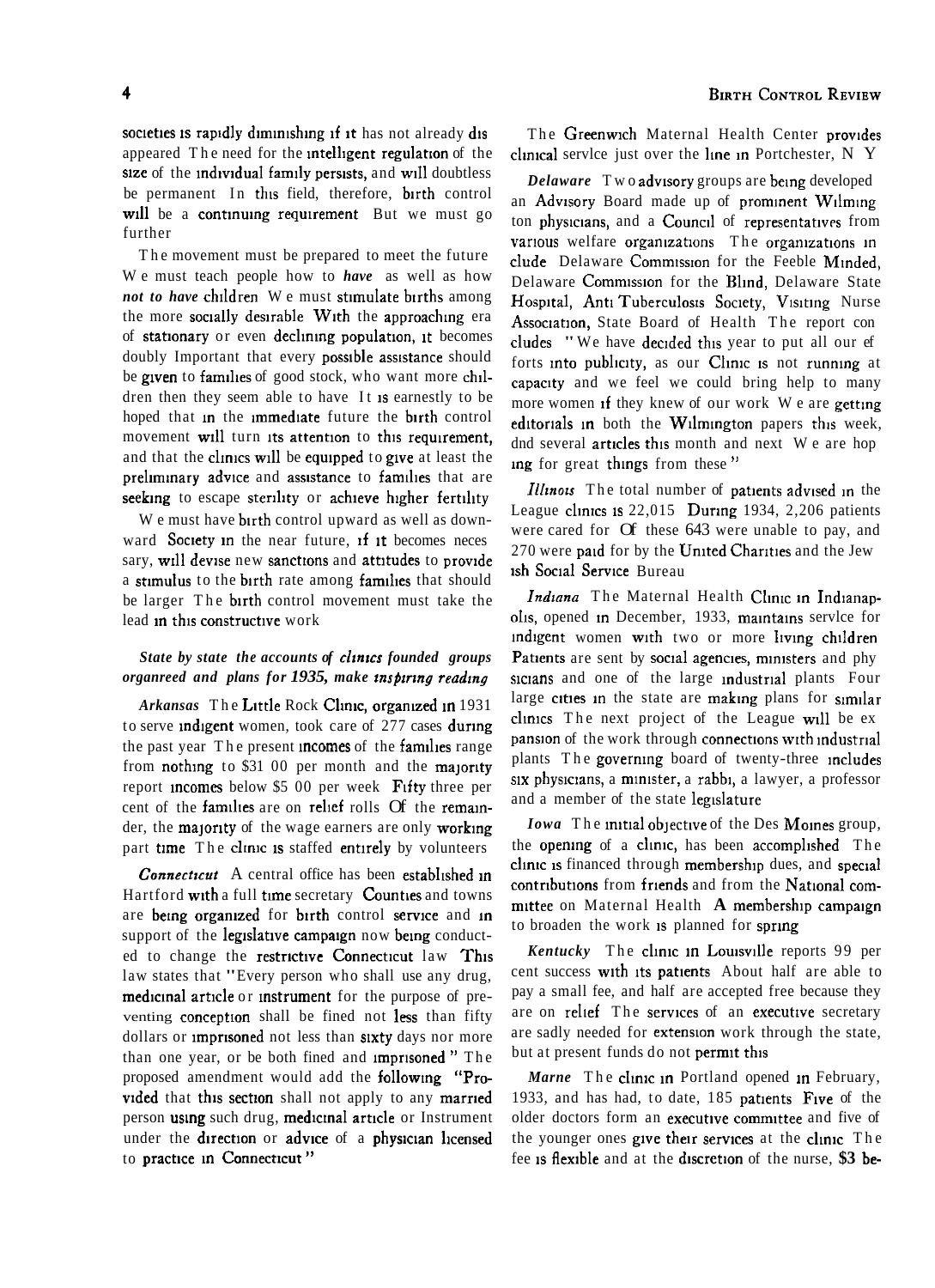societies is rapidly diminishing if it has not already disappeared The need for the intelligent regulation of the size of the individual family persists, and will doubtless be permanent In this field, therefore, birth control will be a continuing requirement But we must go further

The movement must be prepared to meet the future We must teach people how to *have* as well as how *not to have* children We must stimulate births among the more socially desirable With the approaching era of stationary or even declining population, it becomes doubly Important that every possible assistance should be given to families of good stock, who want more children then they seem able to have It is earnestly to be hoped that in the immediate future the birth control movement will turn its attention to this requirement, and that the clinics will be equipped to give at least the preliminary advice and assistance to families that are seeking to escape sterility or achieve higher fertility

We must have birth control upward as well as downward Society in the near future, if it becomes necessary, will devise new sanctions and attitudes to provide a stimulus to the birth rate among families that should be larger The birth control movement must take the lead in this constructive work

***State by state the accounts of clinics founded groups organreed and plans for 1935, make inspiring reading***

***Arkansas*** The Little Rock Clinic, organized in 1931 to serve indigent women, took care of 277 cases during the past year The present incomes of the families range from nothing to $31 00 per month and the majority report incomes below $5 00 per week Fifty three per cent of the families are on relief rolls Of the remainder, the majority of the wage earners are only working part time The clinic is staffed entirely by volunteers

***Connecticut*** A central office has been established in Hartford with a full time secretary Counties and towns are being organized for birth control service and in support of the legislative campaign now being conducted to change the restrictive Connecticut law This law states that "Every person who shall use any drug, medicinal article or instrument for the purpose of preventing conception shall be fined not less than fifty dollars or imprisoned not less than sixty days nor more than one year, or be both fined and imprisoned " The proposed amendment would add the following "Provided that this section shall not apply to any married person using such drug, medicinal article or Instrument under the direction or advice of a physician licensed to practice in Connecticut "

The Greenwich Maternal Health Center provides clinical service just over the line in Portchester, N Y

***Delaware*** Two advisory groups are being developed an Advisory Board made up of prominent Wilmington physicians, and a Council of representatives from various welfare organizations The organizations include Delaware Commission for the Feeble Minded, Delaware Commission for the Blind, Delaware State Hospital, Anti Tuberculosis Society, Visiting Nurse Association, State Board of Health The report concludes "We have decided this year to put all our efforts into publicity, as our Clinic is not running at capacity and we feel we could bring help to many more women if they knew of our work We are getting editorials in both the Wilmington papers this week, dnd several articles this month and next We are hoping for great things from these "

***Illinois*** The total number of patients advised in the League clinics is 22,015 During 1934, 2,206 patients were cared for Of these 643 were unable to pay, and 270 were paid for by the United Charities and the Jewish Social Service Bureau

***Indiana*** The Maternal Health Clinic in Indianapolis, opened in December, 1933, maintains service for indigent women with two or more living children Patients are sent by social agencies, ministers and physicians and one of the large industrial plants Four large cities in the state are making plans for similar clinics The next project of the League will be expansion of the work through connections with industrial plants The governing board of twenty-three includes six physicians, a minister, a rabbi, a lawyer, a professor and a member of the state legislature

***Iowa*** The initial objective of the Des Moines group, the opening of a clinic, has been accomplished The clinic is financed through membership dues, and special contributions from friends and from the National committee on Maternal Health A membership campaign to broaden the work is planned for spring

***Kentucky*** The clinic in Louisville reports 99 per cent success with its patients About half are able to pay a small fee, and half are accepted free because they are on relief The services of an executive secretary are sadly needed for extension work through the state, but at present funds do not permit this

***Marne*** The clinic in Portland opened in February, 1933, and has had, to date, 185 patients Five of the older doctors form an executive committee and five of the younger ones give their services at the clinic The fee is flexible and at the discretion of the nurse, $3 be-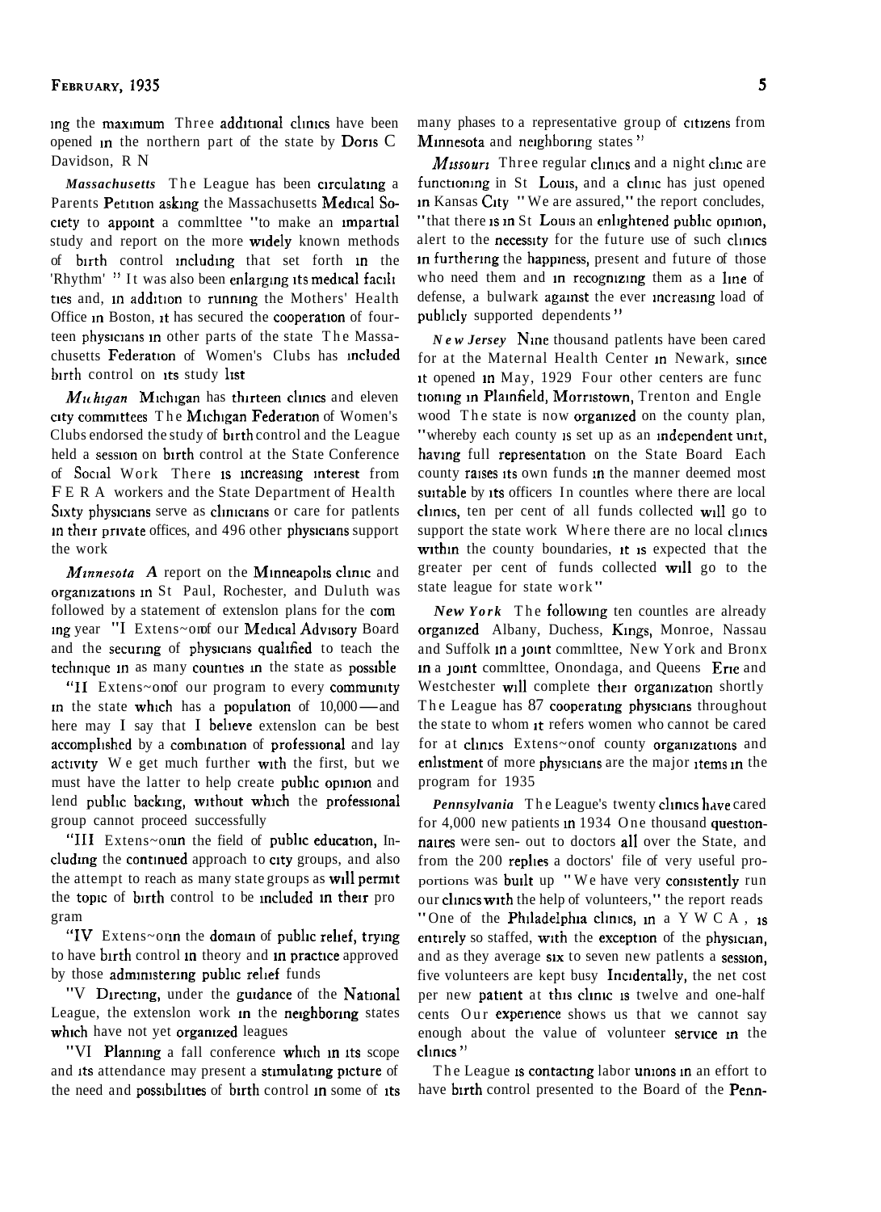ing the maximum Three additional clinics have been opened in the northern part of the state by Doris C Davidson, R N

*Massachusetts* The League has been circulating a Parents Petition asking the Massachusetts Medical Society to appoint a committee "to make an impartial study and report on the more widely known methods of birth control including that set forth in the 'Rhythm' " It was also been enlarging its medical facilities and, in addition to running the Mothers' Health Office in Boston, it has secured the cooperation of fourteen physicians in other parts of the state The Massachusetts Federation of Women's Clubs has included birth control on its study list

*Michigan* Michigan has thirteen clinics and eleven city committees The Michigan Federation of Women's Clubs endorsed the study of birth control and the League held a session on birth control at the State Conference of Social Work There is increasing interest from F E R A workers and the State Department of Health Sixty physicians serve as clinicians or care for patients in their private offices, and 496 other physicians support the work

*Minnesota* A report on the Minneapolis clinic and organizations in St Paul, Rochester, and Duluth was followed by a statement of extension plans for the coming year "I Extension of our Medical Advisory Board and the securing of physicians qualified to teach the technique in as many counties in the state as possible

"II Extension of our program to every community in the state which has a population of 10,000—and here may I say that I believe extension can be best accomplished by a combination of professional and lay activity We get much further with the first, but we must have the latter to help create public opinion and lend public backing, without which the professional group cannot proceed successfully

"III Extension in the field of public education, Including the continued approach to city groups, and also the attempt to reach as many state groups as will permit the topic of birth control to be included in their program

"IV Extension in the domain of public relief, trying to have birth control in theory and in practice approved by those administering public relief funds

"V Directing, under the guidance of the National League, the extension work in the neighboring states which have not yet organized leagues

"VI Planning a fall conference which in its scope and its attendance may present a stimulating picture of the need and possibilities of birth control in some of its many phases to a representative group of citizens from Minnesota and neighboring states "

*Missouri* Three regular clinics and a night clinic are functioning in St Louis, and a clinic has just opened in Kansas City "We are assured," the report concludes, "that there is in St Louis an enlightened public opinion, alert to the necessity for the future use of such clinics in furthering the happiness, present and future of those who need them and in recognizing them as a line of defense, a bulwark against the ever increasing load of publicly supported dependents "

*New Jersey* Nine thousand patients have been cared for at the Maternal Health Center in Newark, since it opened in May, 1929 Four other centers are functioning in Plainfield, Morristown, Trenton and Englewood The state is now organized on the county plan, "whereby each county is set up as an independent unit, having full representation on the State Board Each county raises its own funds in the manner deemed most suitable by its officers In counties where there are local clinics, ten per cent of all funds collected will go to support the state work Where there are no local clinics within the county boundaries, it is expected that the greater per cent of funds collected will go to the state league for state work"

*New York* The following ten counties are already organized Albany, Duchess, Kings, Monroe, Nassau and Suffolk in a joint committee, New York and Bronx in a joint committee, Onondaga, and Queens Erie and Westchester will complete their organization shortly The League has 87 cooperating physicians throughout the state to whom it refers women who cannot be cared for at clinics Extension of county organizations and enlistment of more physicians are the major items in the program for 1935

*Pennsylvania* The League's twenty clinics have cared for 4,000 new patients in 1934 One thousand questionnaires were sent out to doctors all over the State, and from the 200 replies a doctors' file of very useful proportions was built up "We have very consistently run our clinics with the help of volunteers," the report reads "One of the Philadelphia clinics, in a Y W C A, is entirely so staffed, with the exception of the physician, and as they average six to seven new patients a session, five volunteers are kept busy Incidentally, the net cost per new patient at this clinic is twelve and one-half cents Our experience shows us that we cannot say enough about the value of volunteer service in the clinics "

The League is contacting labor unions in an effort to have birth control presented to the Board of the Penn-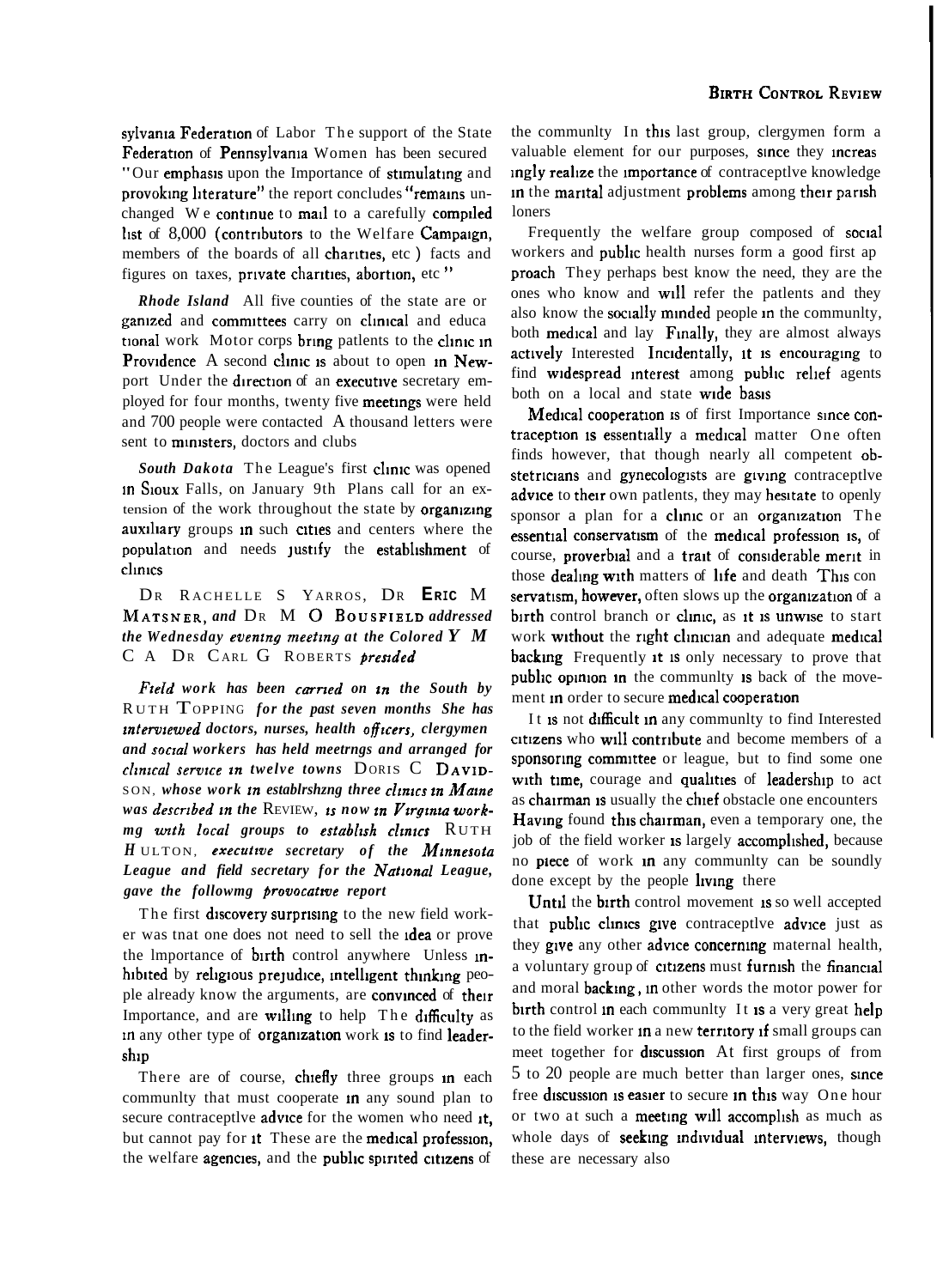sylvania Federation of Labor The support of the State Federation of Pennsylvania Women has been secured "Our emphasis upon the Importance of stimulating and provoking literature" the report concludes "remains unchanged We continue to mail to a carefully compiled list of 8,000 (contributors to the Welfare Campaign, members of the boards of all charities, etc ) facts and figures on taxes, private charities, abortion, etc "

***Rhode Island*** All five counties of the state are organized and committees carry on clinical and educational work Motor corps bring patients to the clinic in Providence A second clinic is about to open in Newport Under the direction of an executive secretary employed for four months, twenty five meetings were held and 700 people were contacted A thousand letters were sent to ministers, doctors and clubs

***South Dakota*** The League's first clinic was opened in Sioux Falls, on January 9th Plans call for an extension of the work throughout the state by organizing auxiliary groups in such cities and centers where the population and needs justify the establishment of clinics

DR RACHELLE S YARROS, DR ERIC M MATSNER, *and* DR M O BOUSFIELD ***addressed the Wednesday evening meeting at the Colored Y M C A*** DR CARL G ROBERTS ***presided***

***Field work has been carried on in the South by*** RUTH TOPPING ***for the past seven months She has interviewed doctors, nurses, health officers, clergymen and social workers has held meetrngs and arranged for clinical service in twelve towns*** DORIS C DAVIDSON, ***whose work in establrshzng three clinics in Maine was described in the*** REVIEW, ***is now in Virginia working with local groups to establish clinics*** RUTH HULTON, ***executive secretary of the Minnesota League and field secretary for the National League, gave the following provocative report***

The first discovery surprising to the new field worker was tnat one does not need to sell the idea or prove the lmportance of birth control anywhere Unless inhibited by religious prejudice, intelligent thinking people already know the arguments, are convinced of their Importance, and are willing to help The difficulty as in any other type of organization work is to find leadership

There are of course, chiefly three groups in each community that must cooperate in any sound plan to secure contraceptive advice for the women who need it, but cannot pay for it These are the medical profession, the welfare agencies, and the public spirited citizens of the community In this last group, clergymen form a valuable element for our purposes, since they increasingly realize the importance of contraceptive knowledge in the marital adjustment problems among their parishioners

Frequently the welfare group composed of social workers and public health nurses form a good first approach They perhaps best know the need, they are the ones who know and will refer the patients and they also know the socially minded people in the community, both medical and lay Finally, they are almost always actively Interested Incidentally, it is encouraging to find widespread interest among public relief agents both on a local and state wide basis

Medical cooperation is of first Importance since contraception is essentially a medical matter One often finds however, that though nearly all competent obstetricians and gynecologists are giving contraceptive advice to their own patients, they may hesitate to openly sponsor a plan for a clinic or an organization The essential conservatism of the medical profession is, of course, proverbial and a trait of considerable merit in those dealing with matters of life and death This conservatism, however, often slows up the organization of a birth control branch or clinic, as it is unwise to start work without the right clinician and adequate medical backing Frequently it is only necessary to prove that public opinion in the community is back of the movement in order to secure medical cooperation

It is not difficult in any community to find Interested citizens who will contribute and become members of a sponsoring committee or league, but to find some one with time, courage and qualities of leadership to act as chairman is usually the chief obstacle one encounters Having found this chairman, even a temporary one, the job of the field worker is largely accomplished, because no piece of work in any community can be soundly done except by the people living there

Until the birth control movement is so well accepted that public clinics give contraceptive advice just as they give any other advice concerning maternal health, a voluntary group of citizens must furnish the financial and moral backing, in other words the motor power for birth control in each community It is a very great help to the field worker in a new territory if small groups can meet together for discussion At first groups of from 5 to 20 people are much better than larger ones, since free discussion is easier to secure in this way One hour or two at such a meeting will accomplish as much as whole days of seeking individual interviews, though these are necessary also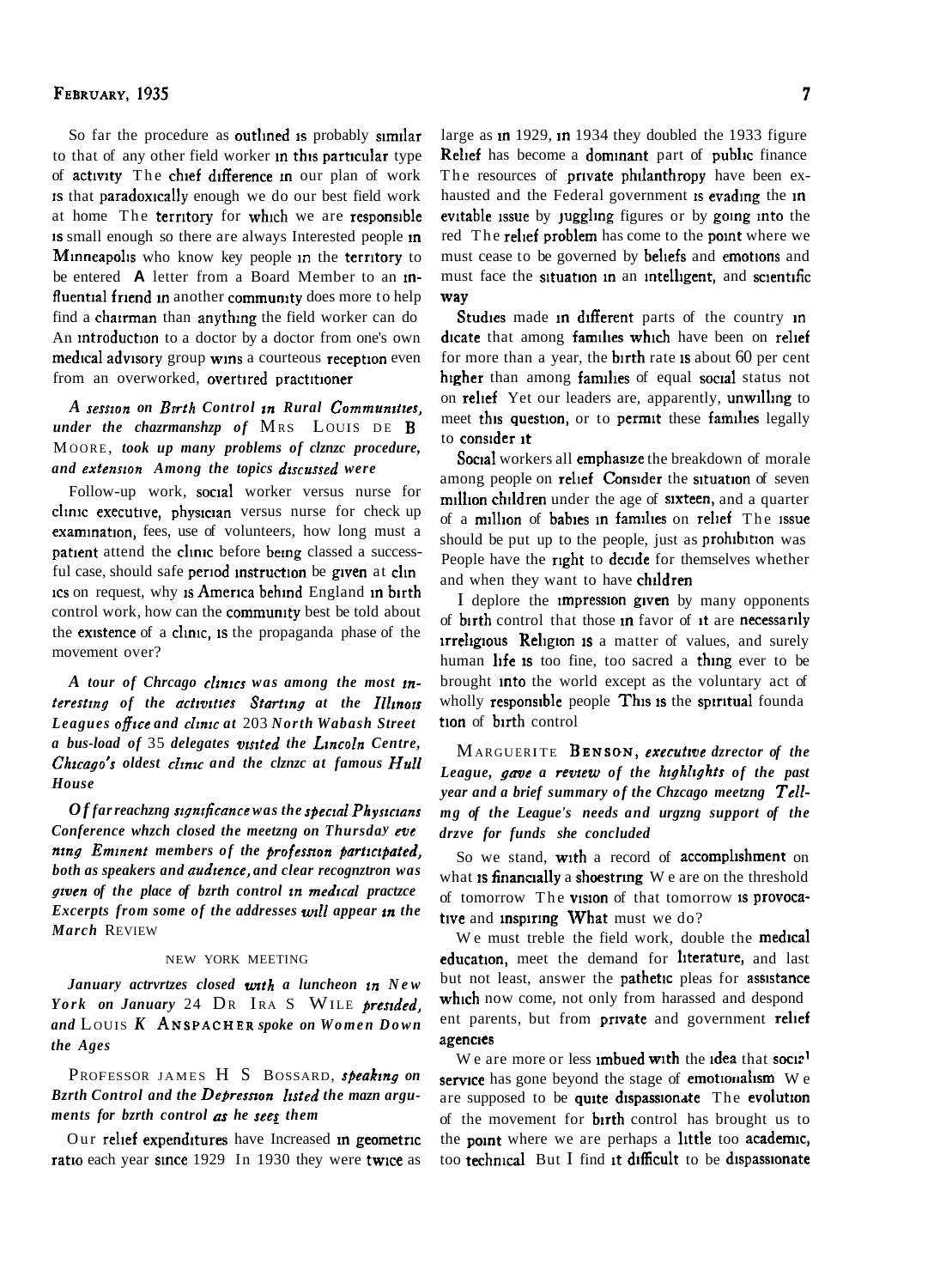So far the procedure as outlined is probably similar to that of any other field worker in this particular type of activity The chief difference in our plan of work is that paradoxically enough we do our best field work at home The territory for which we are responsible is small enough so there are always Interested people in Minneapolis who know key people in the territory to be entered A letter from a Board Member to an influential friend in another community does more to help find a chairman than anything the field worker can do An introduction to a doctor by a doctor from one's own medical advisory group wins a courteous reception even from an overworked, overtired practitioner

*A session on Birth Control in Rural Communities, under the chairmanship of* MRS LOUIS DE B MOORE, *took up many problems of clinic procedure, and extension Among the topics discussed were*

Follow-up work, social worker versus nurse for clinic executive, physician versus nurse for check up examination, fees, use of volunteers, how long must a patient attend the clinic before being classed a successful case, should safe period instruction be given at clinics on request, why is America behind England in birth control work, how can the community best be told about the existence of a clinic, is the propaganda phase of the movement over?

*A tour of Chicago clinics was among the most interesting of the activities Starting at the Illinois Leagues office and clinic at 203 North Wabash Street a bus-load of 35 delegates visited the Lincoln Centre, Chicago's oldest clinic and the clinic at famous Hull House*

*Of far reaching significance was the special Physicians Conference which closed the meeting on Thursday evening Eminent members of the profession participated, both as speakers and audience, and clear recognition was given of the place of birth control in medical practice Excerpts from some of the addresses will appear in the March* REVIEW

## NEW YORK MEETING

*January activities closed with a luncheon in New York on January 24* DR IRA S WILE *presided, and* LOUIS K ANSPACHER *spoke on Women Down the Ages*

PROFESSOR JAMES H S BOSSARD, *speaking on Birth Control and the Depression listed the main arguments for birth control as he sees them*

Our relief expenditures have Increased in geometric ratio each year since 1929 In 1930 they were twice as large as in 1929, in 1934 they doubled the 1933 figure Relief has become a dominant part of public finance The resources of private philanthropy have been exhausted and the Federal government is evading the inevitable issue by juggling figures or by going into the red The relief problem has come to the point where we must cease to be governed by beliefs and emotions and must face the situation in an intelligent, and scientific way

Studies made in different parts of the country indicate that among families which have been on relief for more than a year, the birth rate is about 60 per cent higher than among families of equal social status not on relief Yet our leaders are, apparently, unwilling to meet this question, or to permit these families legally to consider it

Social workers all emphasize the breakdown of morale among people on relief Consider the situation of seven million children under the age of sixteen, and a quarter of a million of babies in families on relief The issue should be put up to the people, just as prohibition was People have the right to decide for themselves whether and when they want to have children

I deplore the impression given by many opponents of birth control that those in favor of it are necessarily irreligious Religion is a matter of values, and surely human life is too fine, too sacred a thing ever to be brought into the world except as the voluntary act of wholly responsible people This is the spiritual foundation of birth control

MARGUERITE BENSON, *executive director of the League, gave a review of the highlights of the past year and a brief summary of the Chicago meeting Telling of the League's needs and urging support of the drive for funds she concluded*

So we stand, with a record of accomplishment on what is financially a shoestring We are on the threshold of tomorrow The vision of that tomorrow is provocative and inspiring What must we do?

We must treble the field work, double the medical education, meet the demand for literature, and last but not least, answer the pathetic pleas for assistance which now come, not only from harassed and despondent parents, but from private and government relief agencies

We are more or less imbued with the idea that social service has gone beyond the stage of emotionalism We are supposed to be quite dispassionate The evolution of the movement for birth control has brought us to the point where we are perhaps a little too academic, too technical But I find it difficult to be dispassionate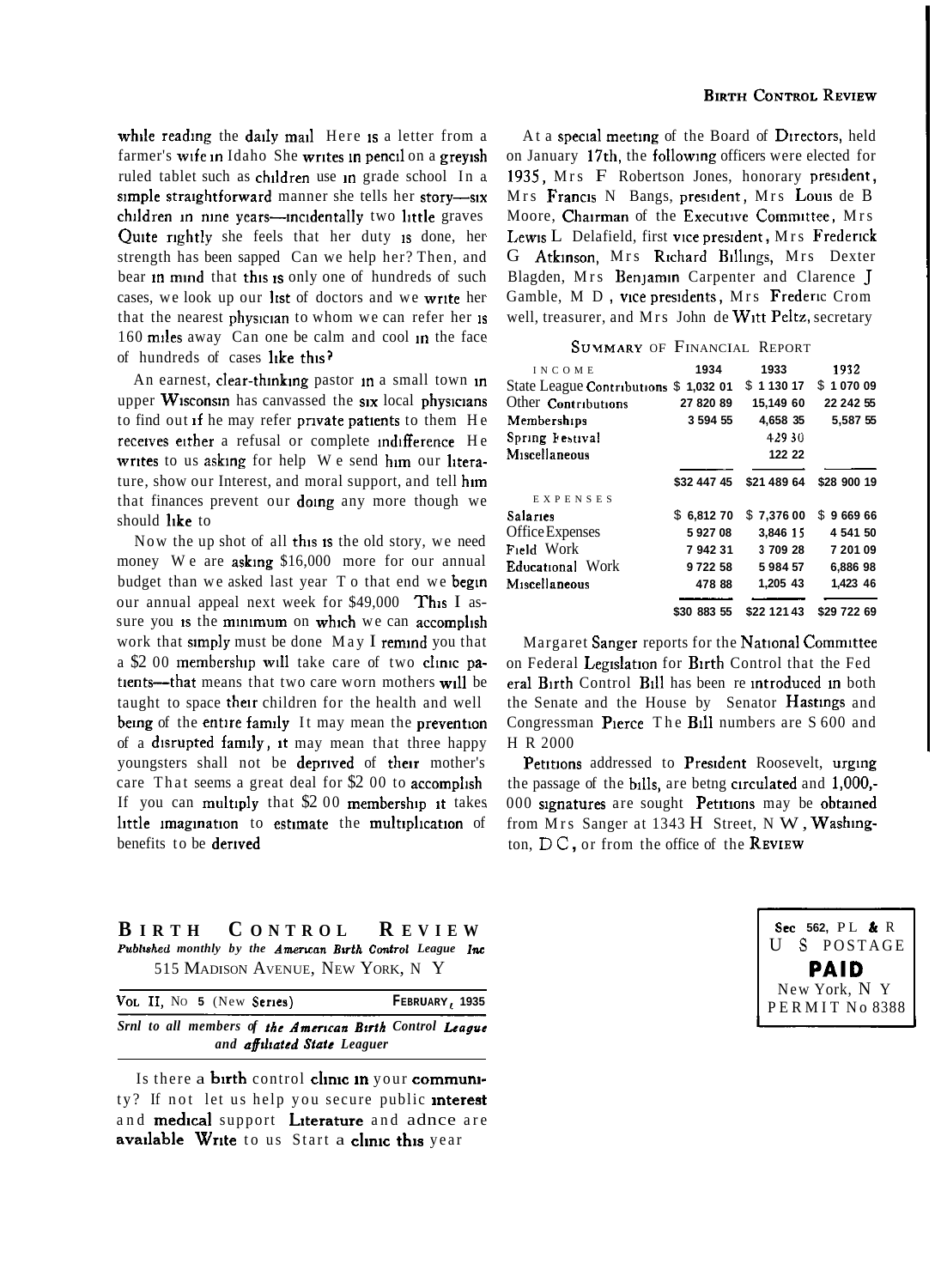while reading the daily mail Here is a letter from a farmer's wife in Idaho She writes in pencil on a greyish ruled tablet such as children use in grade school In a simple straightforward manner she tells her story—six children in nine years—incidentally two little graves Quite rightly she feels that her duty is done, her strength has been sapped Can we help her? Then, and bear in mind that this is only one of hundreds of such cases, we look up our list of doctors and we write her that the nearest physician to whom we can refer her is 160 miles away Can one be calm and cool in the face of hundreds of cases like this?

An earnest, clear-thinking pastor in a small town in upper Wisconsin has canvassed the six local physicians to find out if he may refer private patients to them He receives either a refusal or complete indifference He writes to us asking for help We send him our literature, show our Interest, and moral support, and tell him that finances prevent our doing any more though we should like to

Now the up shot of all this is the old story, we need money We are asking $16,000 more for our annual budget than we asked last year To that end we begin our annual appeal next week for $49,000 This I assure you is the minimum on which we can accomplish work that simply must be done May I remind you that a $2 00 membership will take care of two clinic patients—that means that two care worn mothers will be taught to space their children for the health and well being of the entire family It may mean the prevention of a disrupted family, it may mean that three happy youngsters shall not be deprived of their mother's care That seems a great deal for $2 00 to accomplish If you can multiply that $2 00 membership it takes little imagination to estimate the multiplication of benefits to be derived

At a special meeting of the Board of Directors, held on January 17th, the following officers were elected for 1935, Mrs F Robertson Jones, honorary president, Mrs Francis N Bangs, president, Mrs Louis de B Moore, Chairman of the Executive Committee, Mrs Lewis L Delafield, first vice president, Mrs Frederick G Atkinson, Mrs Richard Billings, Mrs Dexter Blagden, Mrs Benjamin Carpenter and Clarence J Gamble, M D, vice presidents, Mrs Frederic Cromwell, treasurer, and Mrs John de Witt Peltz, secretary

SUMMARY OF FINANCIAL REPORT

| INCOME | 1934 | 1933 | 1932 |
|---|---|---|---|
| State League Contributions | $ 1,032 01 | $ 1 130 17 | $ 1 070 09 |
| Other Contributions | 27 820 89 | 15,149 60 | 22 242 55 |
| Memberships | 3 594 55 | 4,658 35 | 5,587 55 |
| Spring Festival | | 429 30 | |
| Miscellaneous | | 122 22 | |
| | $32 447 45 | $21 489 64 | $28 900 19 |
| EXPENSES | | | |
| Salaries | $ 6,812 70 | $ 7,376 00 | $ 9 669 66 |
| Office Expenses | 5 927 08 | 3,846 15 | 4 541 50 |
| Field Work | 7 942 31 | 3 709 28 | 7 201 09 |
| Educational Work | 9 722 58 | 5 984 57 | 6,886 98 |
| Miscellaneous | 478 88 | 1,205 43 | 1,423 46 |
| | $30 883 55 | $22 121 43 | $29 722 69 |

Margaret Sanger reports for the National Committee on Federal Legislation for Birth Control that the Federal Birth Control Bill has been re introduced in both the Senate and the House by Senator Hastings and Congressman Pierce The Bill numbers are S 600 and H R 2000

Petitions addressed to President Roosevelt, urging the passage of the bills, are being circulated and 1,000,000 signatures are sought Petitions may be obtained from Mrs Sanger at 1343 H Street, N W, Washington, D C, or from the office of the REVIEW

## BIRTH CONTROL REVIEW

*Published monthly by the American Birth Control League Inc*
515 MADISON AVENUE, NEW YORK, N Y

VOL II, NO 5 (New Series) FEBRUARY, 1935

*Sent to all members of the American Birth Control League and affiliated State Leagues*

Is there a birth control clinic in your community? If not let us help you secure public interest and medical support Literature and advice are available Write to us Start a clinic this year

Sec 562, P L & R
U S POSTAGE
**PAID**
New York, N Y
PERMIT No 8388